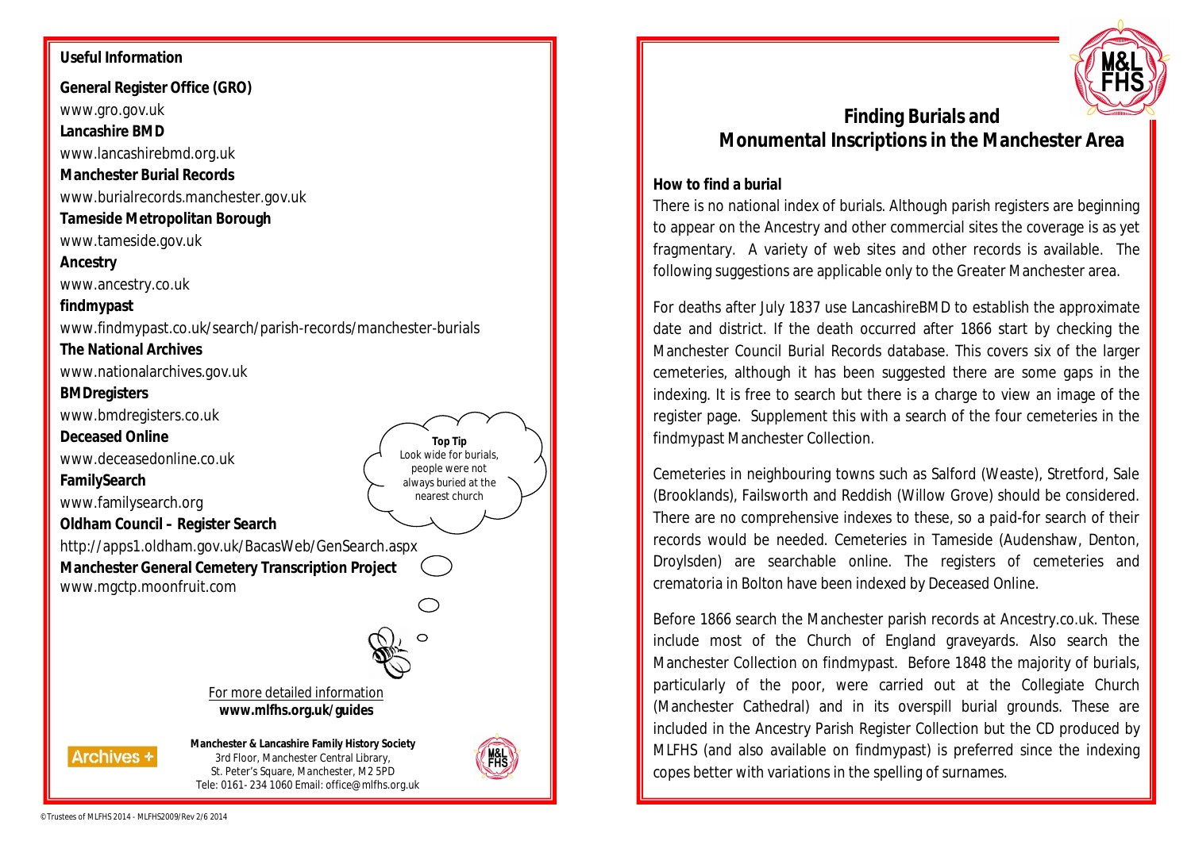**Useful Information**

**General Register Office (GRO)**
www.gro.gov.uk

**Lancashire BMD**
www.lancashirebmd.org.uk

**Manchester Burial Records**
www.burialrecords.manchester.gov.uk

**Tameside Metropolitan Borough**
www.tameside.gov.uk

**Ancestry**
www.ancestry.co.uk

**findmypast**
www.findmypast.co.uk/search/parish-records/manchester-burials

**The National Archives**
www.nationalarchives.gov.uk

**BMDregisters**
www.bmdregisters.co.uk

**Deceased Online**
www.deceasedonline.co.uk

**FamilySearch**
www.familysearch.org

**Oldham Council – Register Search**
http://apps1.oldham.gov.uk/BacasWeb/GenSearch.aspx

**Manchester General Cemetery Transcription Project**
www.mgctp.moonfruit.com

**Top Tip**
Look wide for burials, people were not always buried at the nearest church

For more detailed information
**www.mlfhs.org.uk/guides**

**Manchester & Lancashire Family History Society**
3rd Floor, Manchester Central Library,
St. Peter's Square, Manchester, M2 5PD
Tele: 0161- 234 1060 Email: office@mlfhs.org.uk

© Trustees of MLFHS 2014 - MLFHS2009/Rev 2/6 2014

# Finding Burials and Monumental Inscriptions in the Manchester Area

**How to find a burial**

There is no national index of burials. Although parish registers are beginning to appear on the Ancestry and other commercial sites the coverage is as yet fragmentary. A variety of web sites and other records is available. The following suggestions are applicable only to the Greater Manchester area.

For deaths after July 1837 use LancashireBMD to establish the approximate date and district. If the death occurred after 1866 start by checking the Manchester Council Burial Records database. This covers six of the larger cemeteries, although it has been suggested there are some gaps in the indexing. It is free to search but there is a charge to view an image of the register page. Supplement this with a search of the four cemeteries in the findmypast Manchester Collection.

Cemeteries in neighbouring towns such as Salford (Weaste), Stretford, Sale (Brooklands), Failsworth and Reddish (Willow Grove) should be considered. There are no comprehensive indexes to these, so a paid-for search of their records would be needed. Cemeteries in Tameside (Audenshaw, Denton, Droylsden) are searchable online. The registers of cemeteries and crematoria in Bolton have been indexed by Deceased Online.

Before 1866 search the Manchester parish records at Ancestry.co.uk. These include most of the Church of England graveyards. Also search the Manchester Collection on findmypast. Before 1848 the majority of burials, particularly of the poor, were carried out at the Collegiate Church (Manchester Cathedral) and in its overspill burial grounds. These are included in the Ancestry Parish Register Collection but the CD produced by MLFHS (and also available on findmypast) is preferred since the indexing copes better with variations in the spelling of surnames.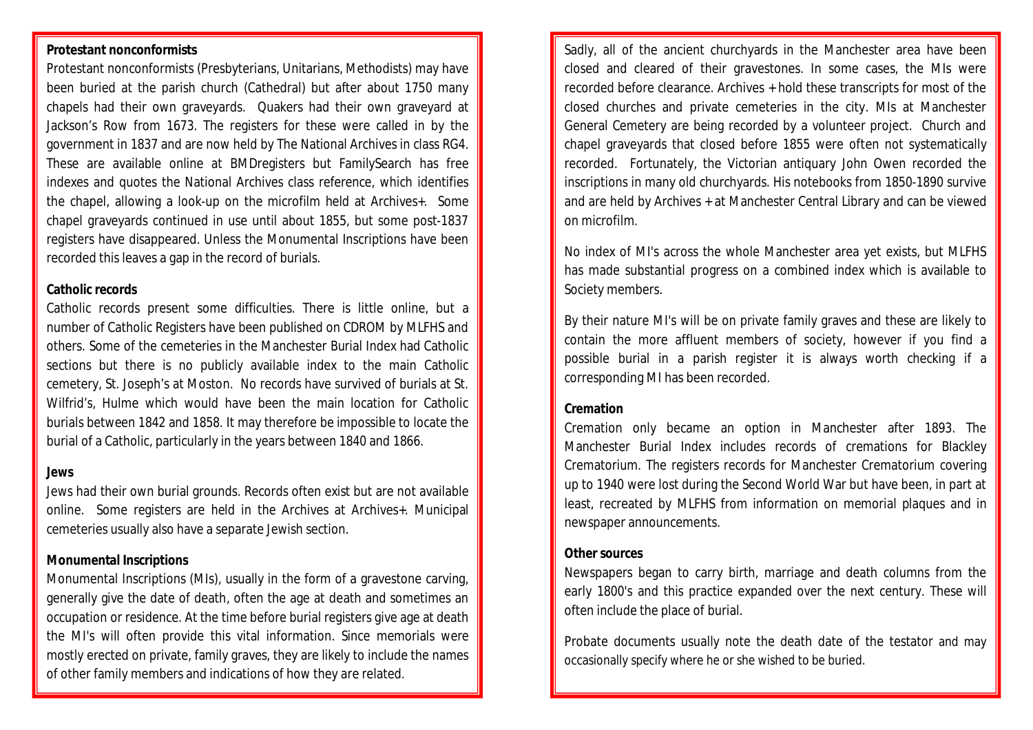**Protestant nonconformists**

Protestant nonconformists (Presbyterians, Unitarians, Methodists) may have been buried at the parish church (Cathedral) but after about 1750 many chapels had their own graveyards. Quakers had their own graveyard at Jackson's Row from 1673. The registers for these were called in by the government in 1837 and are now held by The National Archives in class RG4. These are available online at BMDregisters but FamilySearch has free indexes and quotes the National Archives class reference, which identifies the chapel, allowing a look-up on the microfilm held at Archives+. Some chapel graveyards continued in use until about 1855, but some post-1837 registers have disappeared. Unless the Monumental Inscriptions have been recorded this leaves a gap in the record of burials.

**Catholic records**

Catholic records present some difficulties. There is little online, but a number of Catholic Registers have been published on CDROM by MLFHS and others. Some of the cemeteries in the Manchester Burial Index had Catholic sections but there is no publicly available index to the main Catholic cemetery, St. Joseph's at Moston. No records have survived of burials at St. Wilfrid's, Hulme which would have been the main location for Catholic burials between 1842 and 1858. It may therefore be impossible to locate the burial of a Catholic, particularly in the years between 1840 and 1866.

**Jews**

Jews had their own burial grounds. Records often exist but are not available online. Some registers are held in the Archives at Archives+. Municipal cemeteries usually also have a separate Jewish section.

**Monumental Inscriptions**

Monumental Inscriptions (MIs), usually in the form of a gravestone carving, generally give the date of death, often the age at death and sometimes an occupation or residence. At the time before burial registers give age at death the MI's will often provide this vital information. Since memorials were mostly erected on private, family graves, they are likely to include the names of other family members and indications of how they are related.

Sadly, all of the ancient churchyards in the Manchester area have been closed and cleared of their gravestones. In some cases, the MIs were recorded before clearance. Archives + hold these transcripts for most of the closed churches and private cemeteries in the city. MIs at Manchester General Cemetery are being recorded by a volunteer project. Church and chapel graveyards that closed before 1855 were often not systematically recorded. Fortunately, the Victorian antiquary John Owen recorded the inscriptions in many old churchyards. His notebooks from 1850-1890 survive and are held by Archives + at Manchester Central Library and can be viewed on microfilm.

No index of MI's across the whole Manchester area yet exists, but MLFHS has made substantial progress on a combined index which is available to Society members.

By their nature MI's will be on private family graves and these are likely to contain the more affluent members of society, however if you find a possible burial in a parish register it is always worth checking if a corresponding MI has been recorded.

**Cremation**

Cremation only became an option in Manchester after 1893. The Manchester Burial Index includes records of cremations for Blackley Crematorium. The registers records for Manchester Crematorium covering up to 1940 were lost during the Second World War but have been, in part at least, recreated by MLFHS from information on memorial plaques and in newspaper announcements.

**Other sources**

Newspapers began to carry birth, marriage and death columns from the early 1800's and this practice expanded over the next century. These will often include the place of burial.

Probate documents usually note the death date of the testator and may occasionally specify where he or she wished to be buried.